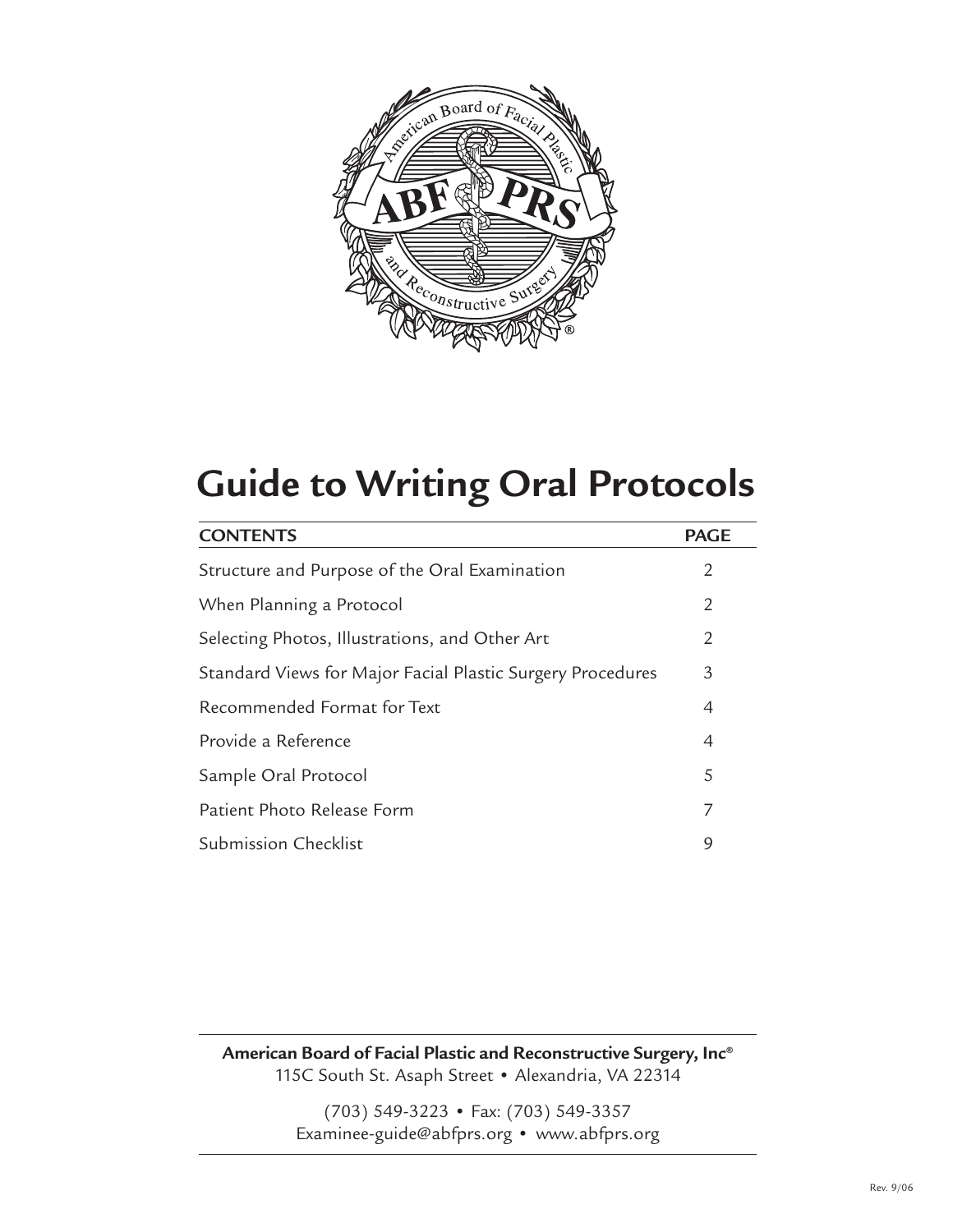# Guide to Writing Oral Protocols

| CONTENTS | PAGE |
|---|---|
| Structure and Purpose of the Oral Examination | 2 |
| When Planning a Protocol | 2 |
| Selecting Photos, Illustrations, and Other Art | 2 |
| Standard Views for Major Facial Plastic Surgery Procedures | 3 |
| Recommended Format for Text | 4 |
| Provide a Reference | 4 |
| Sample Oral Protocol | 5 |
| Patient Photo Release Form | 7 |
| Submission Checklist | 9 |

**American Board of Facial Plastic and Reconstructive Surgery, Inc®**
115C South St. Asaph Street • Alexandria, VA 22314

(703) 549-3223 • Fax: (703) 549-3357
Examinee-guide@abfprs.org • www.abfprs.org

Rev. 9/06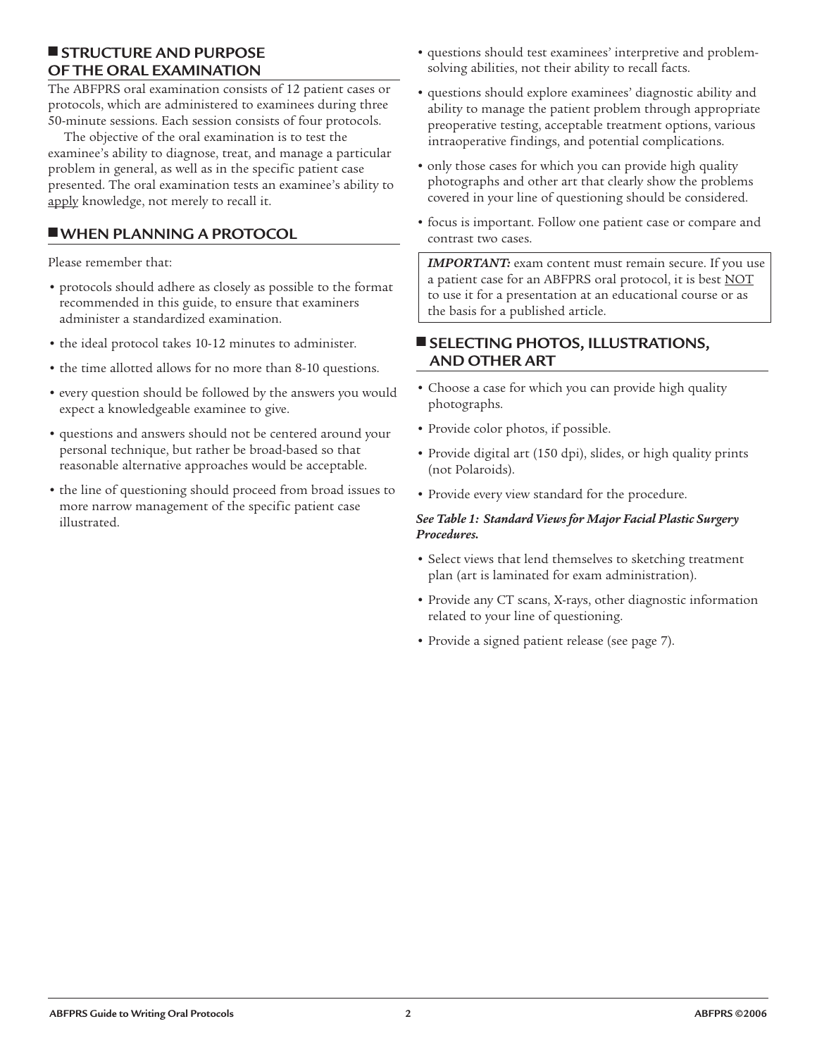## STRUCTURE AND PURPOSE OF THE ORAL EXAMINATION

The ABFPRS oral examination consists of 12 patient cases or protocols, which are administered to examinees during three 50-minute sessions. Each session consists of four protocols.

The objective of the oral examination is to test the examinee's ability to diagnose, treat, and manage a particular problem in general, as well as in the specific patient case presented. The oral examination tests an examinee's ability to apply knowledge, not merely to recall it.

## WHEN PLANNING A PROTOCOL

Please remember that:

- protocols should adhere as closely as possible to the format recommended in this guide, to ensure that examiners administer a standardized examination.
- the ideal protocol takes 10-12 minutes to administer.
- the time allotted allows for no more than 8-10 questions.
- every question should be followed by the answers you would expect a knowledgeable examinee to give.
- questions and answers should not be centered around your personal technique, but rather be broad-based so that reasonable alternative approaches would be acceptable.
- the line of questioning should proceed from broad issues to more narrow management of the specific patient case illustrated.
- questions should test examinees' interpretive and problem-solving abilities, not their ability to recall facts.
- questions should explore examinees' diagnostic ability and ability to manage the patient problem through appropriate preoperative testing, acceptable treatment options, various intraoperative findings, and potential complications.
- only those cases for which you can provide high quality photographs and other art that clearly show the problems covered in your line of questioning should be considered.
- focus is important. Follow one patient case or compare and contrast two cases.

> ***IMPORTANT:*** exam content must remain secure. If you use a patient case for an ABFPRS oral protocol, it is best NOT to use it for a presentation at an educational course or as the basis for a published article.

## SELECTING PHOTOS, ILLUSTRATIONS, AND OTHER ART

- Choose a case for which you can provide high quality photographs.
- Provide color photos, if possible.
- Provide digital art (150 dpi), slides, or high quality prints (not Polaroids).
- Provide every view standard for the procedure.

***See Table 1: Standard Views for Major Facial Plastic Surgery Procedures.***

- Select views that lend themselves to sketching treatment plan (art is laminated for exam administration).
- Provide any CT scans, X-rays, other diagnostic information related to your line of questioning.
- Provide a signed patient release (see page 7).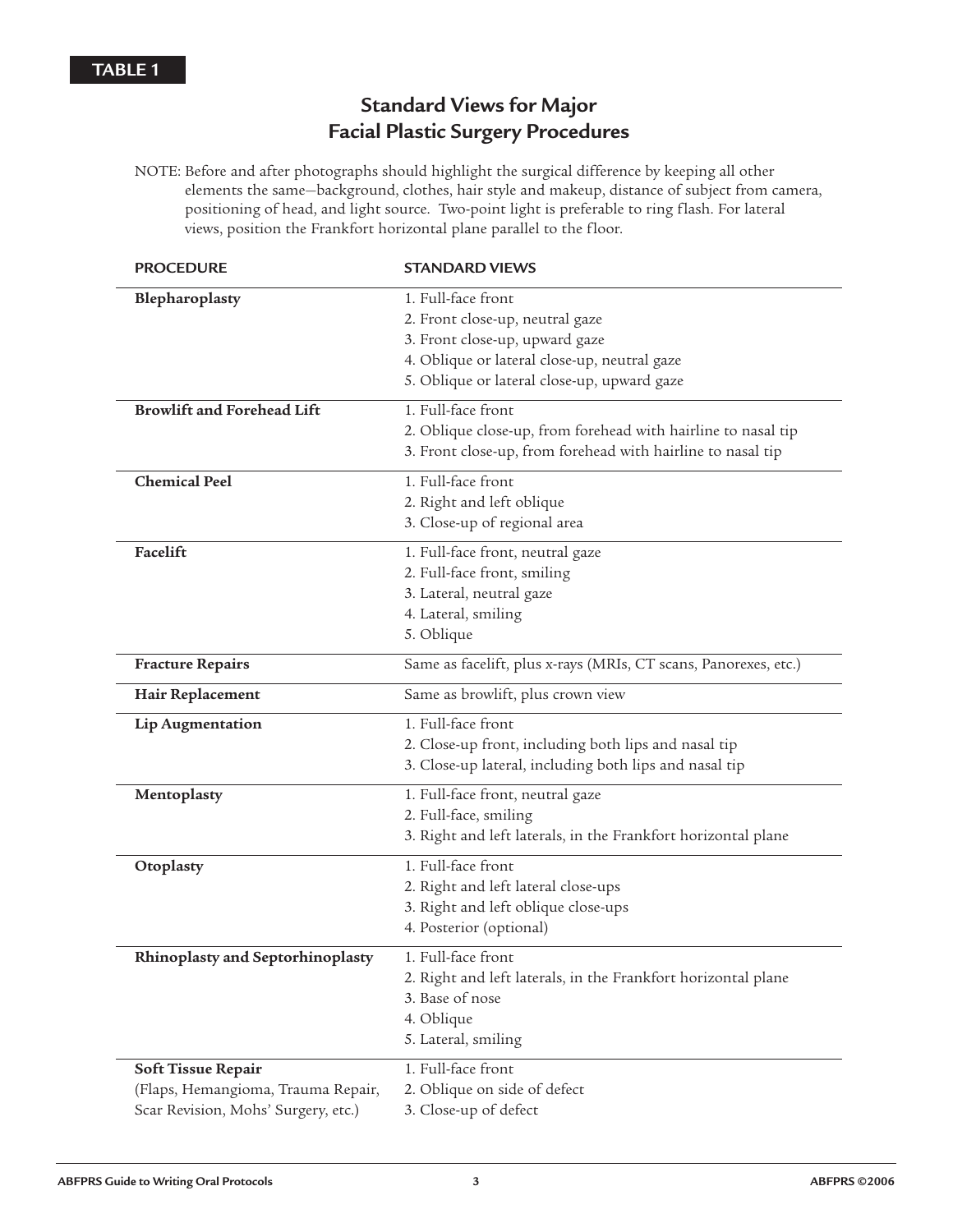**TABLE 1**

## Standard Views for Major Facial Plastic Surgery Procedures

NOTE: Before and after photographs should highlight the surgical difference by keeping all other elements the same—background, clothes, hair style and makeup, distance of subject from camera, positioning of head, and light source. Two-point light is preferable to ring flash. For lateral views, position the Frankfort horizontal plane parallel to the floor.

| PROCEDURE | STANDARD VIEWS |
| --- | --- |
| **Blepharoplasty** | 1. Full-face front<br>2. Front close-up, neutral gaze<br>3. Front close-up, upward gaze<br>4. Oblique or lateral close-up, neutral gaze<br>5. Oblique or lateral close-up, upward gaze |
| **Browlift and Forehead Lift** | 1. Full-face front<br>2. Oblique close-up, from forehead with hairline to nasal tip<br>3. Front close-up, from forehead with hairline to nasal tip |
| **Chemical Peel** | 1. Full-face front<br>2. Right and left oblique<br>3. Close-up of regional area |
| **Facelift** | 1. Full-face front, neutral gaze<br>2. Full-face front, smiling<br>3. Lateral, neutral gaze<br>4. Lateral, smiling<br>5. Oblique |
| **Fracture Repairs** | Same as facelift, plus x-rays (MRIs, CT scans, Panorexes, etc.) |
| **Hair Replacement** | Same as browlift, plus crown view |
| **Lip Augmentation** | 1. Full-face front<br>2. Close-up front, including both lips and nasal tip<br>3. Close-up lateral, including both lips and nasal tip |
| **Mentoplasty** | 1. Full-face front, neutral gaze<br>2. Full-face, smiling<br>3. Right and left laterals, in the Frankfort horizontal plane |
| **Otoplasty** | 1. Full-face front<br>2. Right and left lateral close-ups<br>3. Right and left oblique close-ups<br>4. Posterior (optional) |
| **Rhinoplasty and Septorhinoplasty** | 1. Full-face front<br>2. Right and left laterals, in the Frankfort horizontal plane<br>3. Base of nose<br>4. Oblique<br>5. Lateral, smiling |
| **Soft Tissue Repair**<br>(Flaps, Hemangioma, Trauma Repair, Scar Revision, Mohs' Surgery, etc.) | 1. Full-face front<br>2. Oblique on side of defect<br>3. Close-up of defect |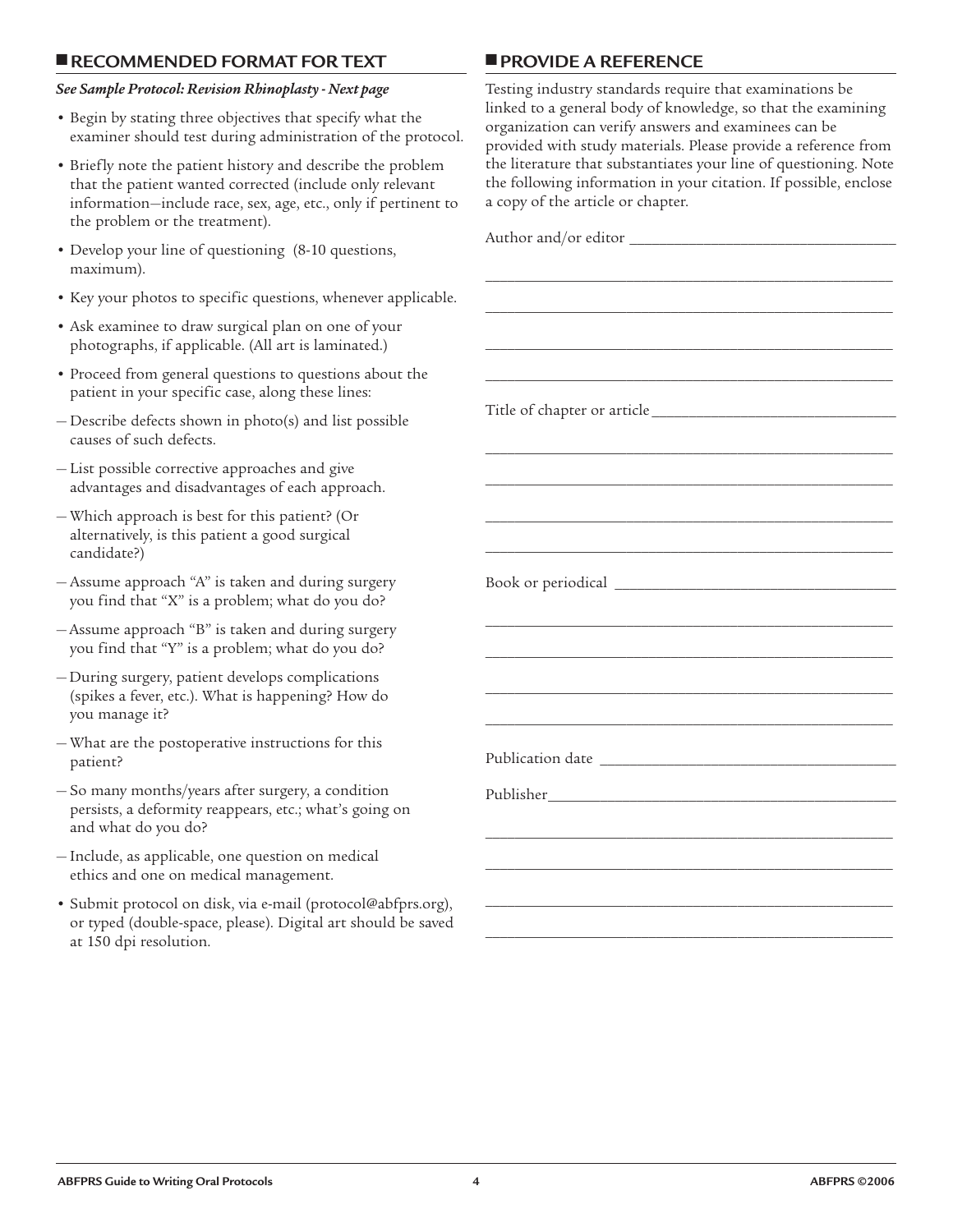## RECOMMENDED FORMAT FOR TEXT

***See Sample Protocol: Revision Rhinoplasty - Next page***

- Begin by stating three objectives that specify what the examiner should test during administration of the protocol.
- Briefly note the patient history and describe the problem that the patient wanted corrected (include only relevant information—include race, sex, age, etc., only if pertinent to the problem or the treatment).
- Develop your line of questioning (8-10 questions, maximum).
- Key your photos to specific questions, whenever applicable.
- Ask examinee to draw surgical plan on one of your photographs, if applicable. (All art is laminated.)
- Proceed from general questions to questions about the patient in your specific case, along these lines:
  - Describe defects shown in photo(s) and list possible causes of such defects.
  - List possible corrective approaches and give advantages and disadvantages of each approach.
  - Which approach is best for this patient? (Or alternatively, is this patient a good surgical candidate?)
  - Assume approach "A" is taken and during surgery you find that "X" is a problem; what do you do?
  - Assume approach "B" is taken and during surgery you find that "Y" is a problem; what do you do?
  - During surgery, patient develops complications (spikes a fever, etc.). What is happening? How do you manage it?
  - What are the postoperative instructions for this patient?
  - So many months/years after surgery, a condition persists, a deformity reappears, etc.; what's going on and what do you do?
  - Include, as applicable, one question on medical ethics and one on medical management.
- Submit protocol on disk, via e-mail (protocol@abfprs.org), or typed (double-space, please). Digital art should be saved at 150 dpi resolution.

## PROVIDE A REFERENCE

Testing industry standards require that examinations be linked to a general body of knowledge, so that the examining organization can verify answers and examinees can be provided with study materials. Please provide a reference from the literature that substantiates your line of questioning. Note the following information in your citation. If possible, enclose a copy of the article or chapter.

Author and/or editor ________________________________

________________________________________________

________________________________________________

________________________________________________

________________________________________________

Title of chapter or article ____________________________

________________________________________________

________________________________________________

________________________________________________

________________________________________________

Book or periodical _________________________________

________________________________________________

________________________________________________

________________________________________________

________________________________________________

Publication date ___________________________________

Publisher_________________________________________

________________________________________________

________________________________________________

________________________________________________

________________________________________________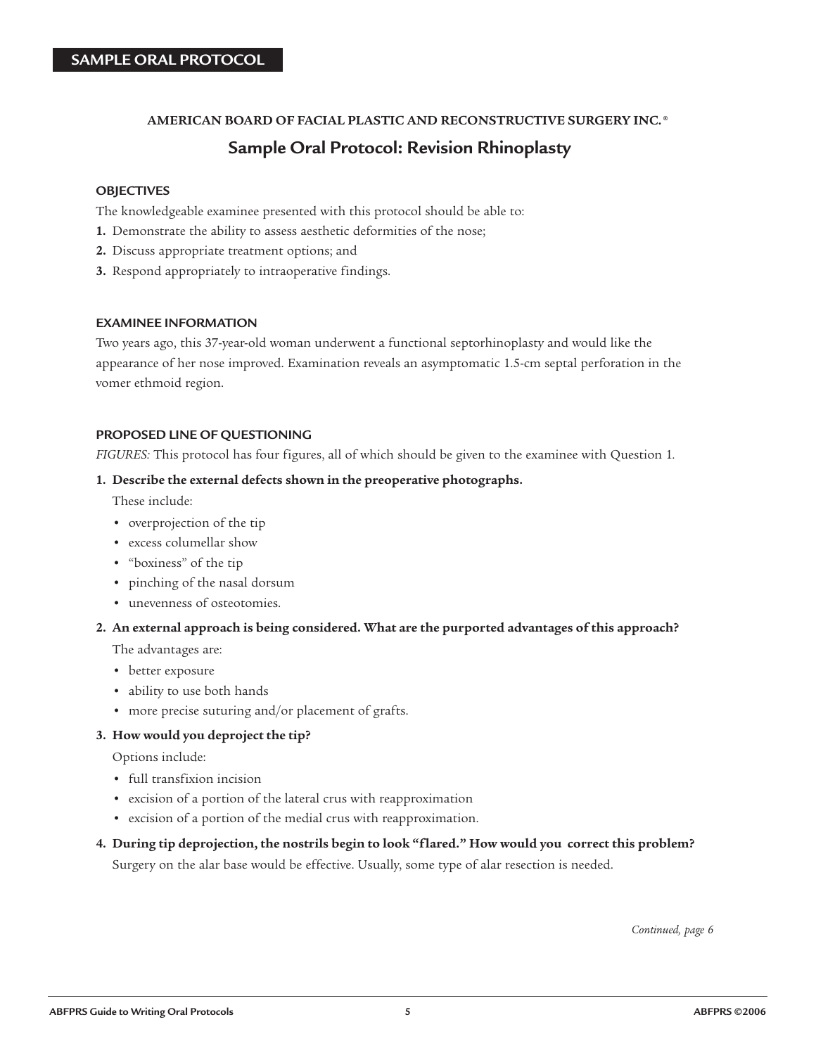**SAMPLE ORAL PROTOCOL**

AMERICAN BOARD OF FACIAL PLASTIC AND RECONSTRUCTIVE SURGERY INC.®

# Sample Oral Protocol: Revision Rhinoplasty

## OBJECTIVES

The knowledgeable examinee presented with this protocol should be able to:

1. Demonstrate the ability to assess aesthetic deformities of the nose;
2. Discuss appropriate treatment options; and
3. Respond appropriately to intraoperative findings.

## EXAMINEE INFORMATION

Two years ago, this 37-year-old woman underwent a functional septorhinoplasty and would like the appearance of her nose improved. Examination reveals an asymptomatic 1.5-cm septal perforation in the vomer ethmoid region.

## PROPOSED LINE OF QUESTIONING

*FIGURES:* This protocol has four figures, all of which should be given to the examinee with Question 1.

1. **Describe the external defects shown in the preoperative photographs.**

   These include:
   - overprojection of the tip
   - excess columellar show
   - "boxiness" of the tip
   - pinching of the nasal dorsum
   - unevenness of osteotomies.

2. **An external approach is being considered. What are the purported advantages of this approach?**

   The advantages are:
   - better exposure
   - ability to use both hands
   - more precise suturing and/or placement of grafts.

3. **How would you deproject the tip?**

   Options include:
   - full transfixion incision
   - excision of a portion of the lateral crus with reapproximation
   - excision of a portion of the medial crus with reapproximation.

4. **During tip deprojection, the nostrils begin to look "flared." How would you correct this problem?**

   Surgery on the alar base would be effective. Usually, some type of alar resection is needed.

*Continued, page 6*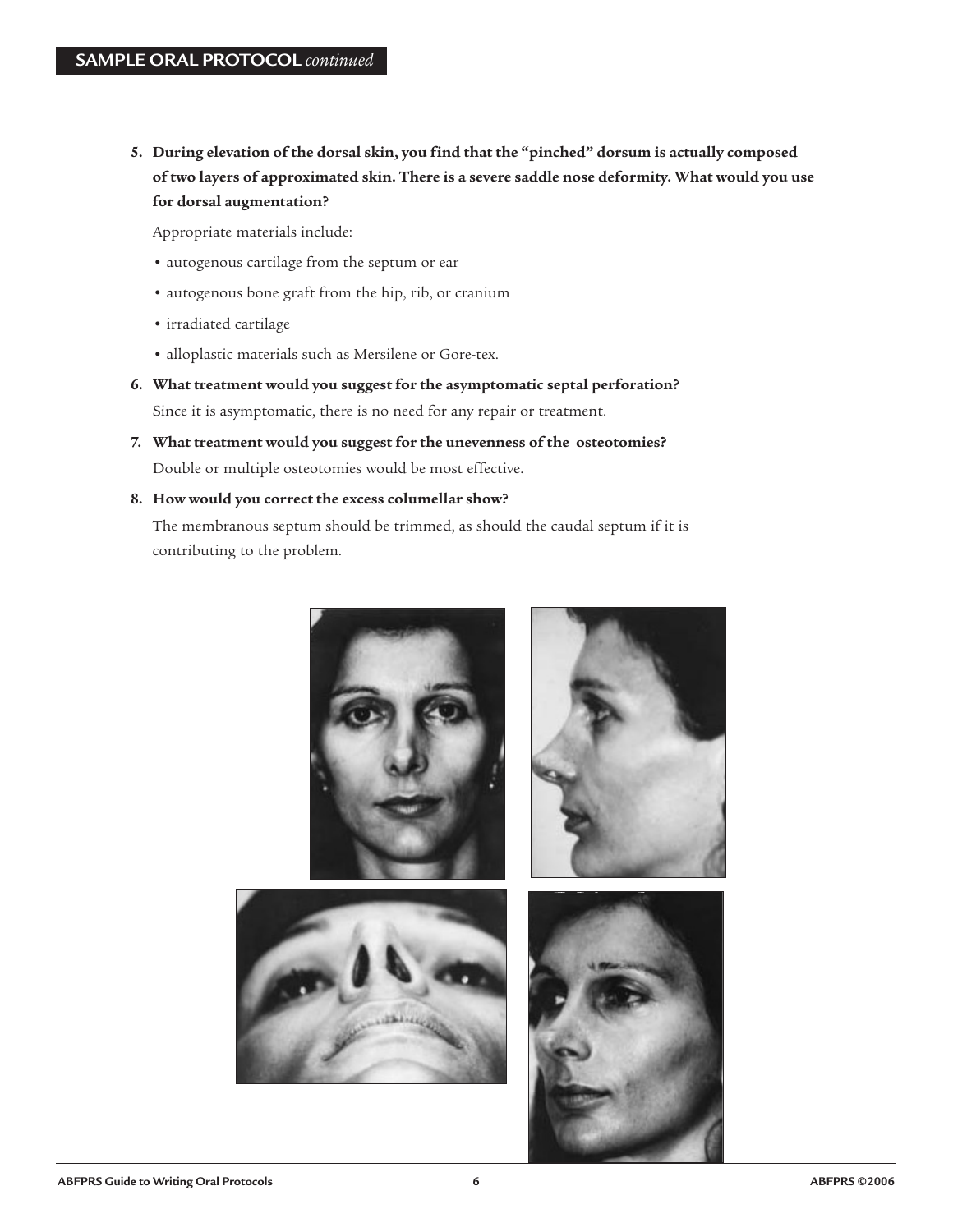**SAMPLE ORAL PROTOCOL** *continued*

5. **During elevation of the dorsal skin, you find that the "pinched" dorsum is actually composed of two layers of approximated skin. There is a severe saddle nose deformity. What would you use for dorsal augmentation?**

   Appropriate materials include:

   - autogenous cartilage from the septum or ear
   - autogenous bone graft from the hip, rib, or cranium
   - irradiated cartilage
   - alloplastic materials such as Mersilene or Gore-tex.

6. **What treatment would you suggest for the asymptomatic septal perforation?**

   Since it is asymptomatic, there is no need for any repair or treatment.

7. **What treatment would you suggest for the unevenness of the osteotomies?**

   Double or multiple osteotomies would be most effective.

8. **How would you correct the excess columellar show?**

   The membranous septum should be trimmed, as should the caudal septum if it is contributing to the problem.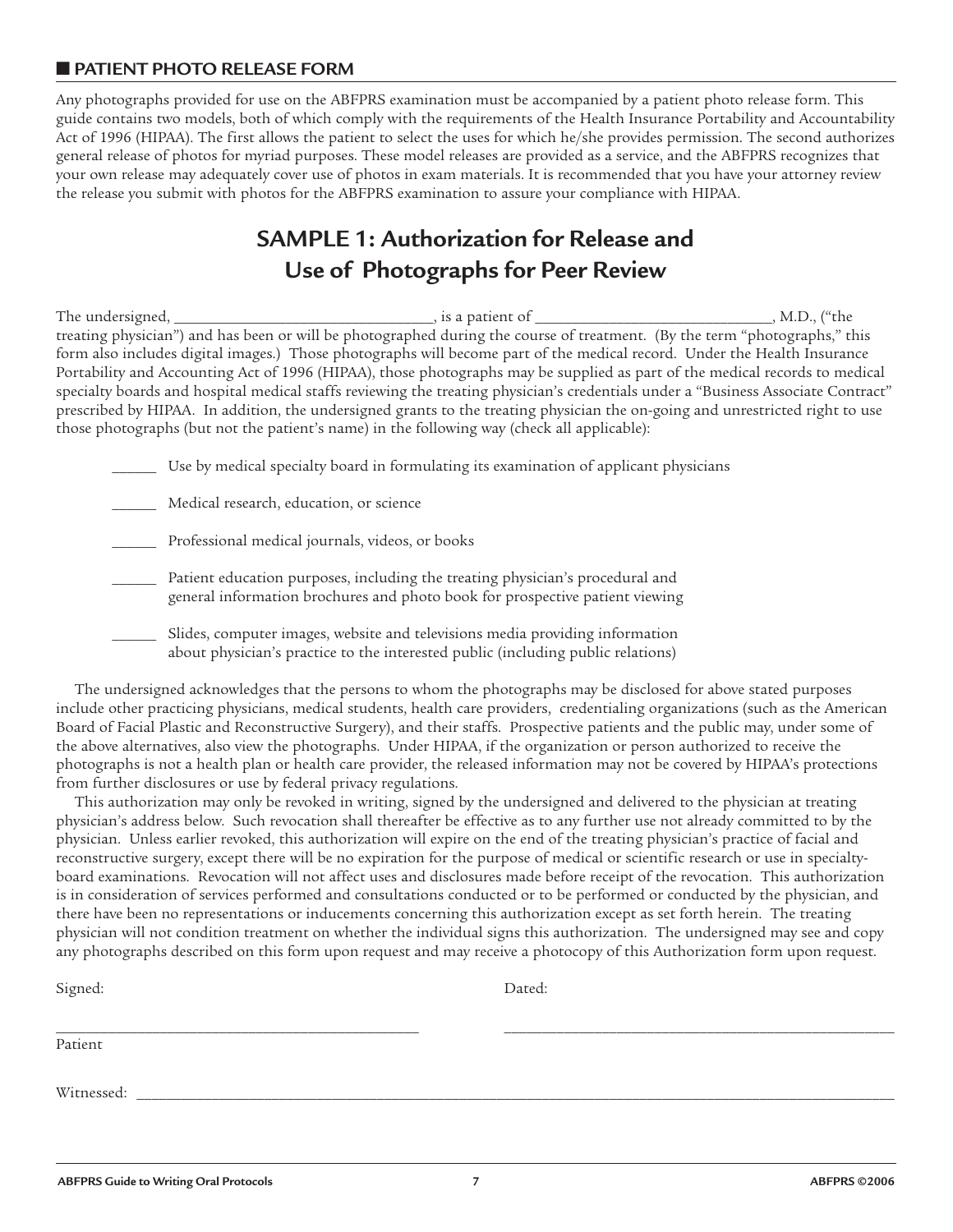## PATIENT PHOTO RELEASE FORM

Any photographs provided for use on the ABFPRS examination must be accompanied by a patient photo release form. This guide contains two models, both of which comply with the requirements of the Health Insurance Portability and Accountability Act of 1996 (HIPAA). The first allows the patient to select the uses for which he/she provides permission. The second authorizes general release of photos for myriad purposes. These model releases are provided as a service, and the ABFPRS recognizes that your own release may adequately cover use of photos in exam materials. It is recommended that you have your attorney review the release you submit with photos for the ABFPRS examination to assure your compliance with HIPAA.

# SAMPLE 1: Authorization for Release and Use of Photographs for Peer Review

The undersigned, ________________________________, is a patient of ______________________________, M.D., ("the treating physician") and has been or will be photographed during the course of treatment. (By the term "photographs," this form also includes digital images.) Those photographs will become part of the medical record. Under the Health Insurance Portability and Accounting Act of 1996 (HIPAA), those photographs may be supplied as part of the medical records to medical specialty boards and hospital medical staffs reviewing the treating physician's credentials under a "Business Associate Contract" prescribed by HIPAA. In addition, the undersigned grants to the treating physician the on-going and unrestricted right to use those photographs (but not the patient's name) in the following way (check all applicable):

______ Use by medical specialty board in formulating its examination of applicant physicians

______ Medical research, education, or science

______ Professional medical journals, videos, or books

______ Patient education purposes, including the treating physician's procedural and general information brochures and photo book for prospective patient viewing

______ Slides, computer images, website and televisions media providing information about physician's practice to the interested public (including public relations)

The undersigned acknowledges that the persons to whom the photographs may be disclosed for above stated purposes include other practicing physicians, medical students, health care providers, credentialing organizations (such as the American Board of Facial Plastic and Reconstructive Surgery), and their staffs. Prospective patients and the public may, under some of the above alternatives, also view the photographs. Under HIPAA, if the organization or person authorized to receive the photographs is not a health plan or health care provider, the released information may not be covered by HIPAA's protections from further disclosures or use by federal privacy regulations.

This authorization may only be revoked in writing, signed by the undersigned and delivered to the physician at treating physician's address below. Such revocation shall thereafter be effective as to any further use not already committed to by the physician. Unless earlier revoked, this authorization will expire on the end of the treating physician's practice of facial and reconstructive surgery, except there will be no expiration for the purpose of medical or scientific research or use in specialty-board examinations. Revocation will not affect uses and disclosures made before receipt of the revocation. This authorization is in consideration of services performed and consultations conducted or to be performed or conducted by the physician, and there have been no representations or inducements concerning this authorization except as set forth herein. The treating physician will not condition treatment on whether the individual signs this authorization. The undersigned may see and copy any photographs described on this form upon request and may receive a photocopy of this Authorization form upon request.

Signed: ____________________________________________ Dated: ____________________________________________

Patient

Witnessed: ____________________________________________________________________________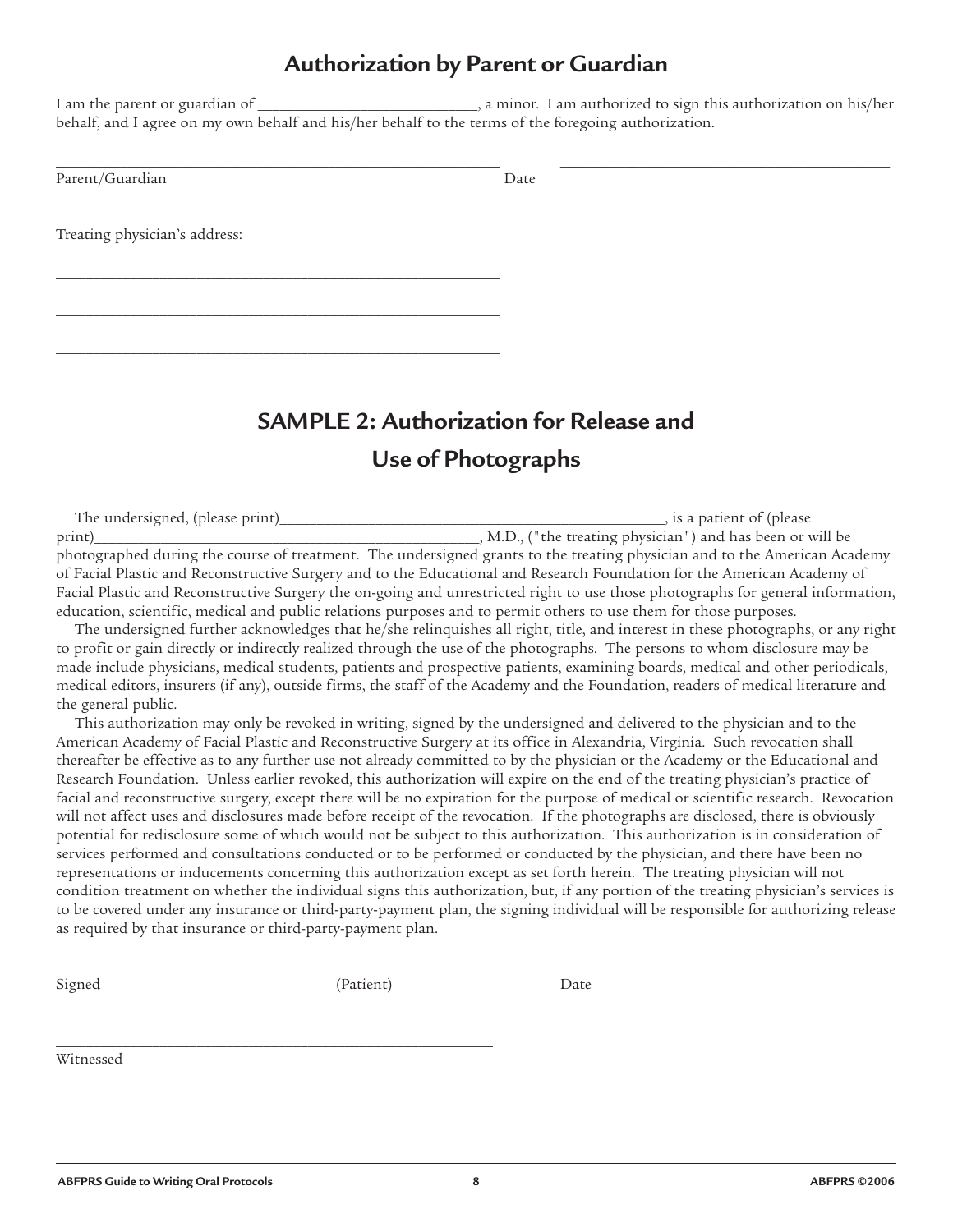## Authorization by Parent or Guardian

I am the parent or guardian of ______________________________, a minor. I am authorized to sign this authorization on his/her behalf, and I agree on my own behalf and his/her behalf to the terms of the foregoing authorization.

______________________________________________ ________________________________

Parent/Guardian Date

Treating physician's address:

______________________________________________

______________________________________________

______________________________________________

## SAMPLE 2: Authorization for Release and Use of Photographs

The undersigned, (please print)________________________________________________, is a patient of (please print)________________________________________________, M.D., ("the treating physician") and has been or will be photographed during the course of treatment. The undersigned grants to the treating physician and to the American Academy of Facial Plastic and Reconstructive Surgery and to the Educational and Research Foundation for the American Academy of Facial Plastic and Reconstructive Surgery the on-going and unrestricted right to use those photographs for general information, education, scientific, medical and public relations purposes and to permit others to use them for those purposes.

The undersigned further acknowledges that he/she relinquishes all right, title, and interest in these photographs, or any right to profit or gain directly or indirectly realized through the use of the photographs. The persons to whom disclosure may be made include physicians, medical students, patients and prospective patients, examining boards, medical and other periodicals, medical editors, insurers (if any), outside firms, the staff of the Academy and the Foundation, readers of medical literature and the general public.

This authorization may only be revoked in writing, signed by the undersigned and delivered to the physician and to the American Academy of Facial Plastic and Reconstructive Surgery at its office in Alexandria, Virginia. Such revocation shall thereafter be effective as to any further use not already committed to by the physician or the Academy or the Educational and Research Foundation. Unless earlier revoked, this authorization will expire on the end of the treating physician's practice of facial and reconstructive surgery, except there will be no expiration for the purpose of medical or scientific research. Revocation will not affect uses and disclosures made before receipt of the revocation. If the photographs are disclosed, there is obviously potential for redisclosure some of which would not be subject to this authorization. This authorization is in consideration of services performed and consultations conducted or to be performed or conducted by the physician, and there have been no representations or inducements concerning this authorization except as set forth herein. The treating physician will not condition treatment on whether the individual signs this authorization, but, if any portion of the treating physician's services is to be covered under any insurance or third-party-payment plan, the signing individual will be responsible for authorizing release as required by that insurance or third-party-payment plan.

______________________________________________ ________________________________

Signed (Patient) Date

______________________________________________

Witnessed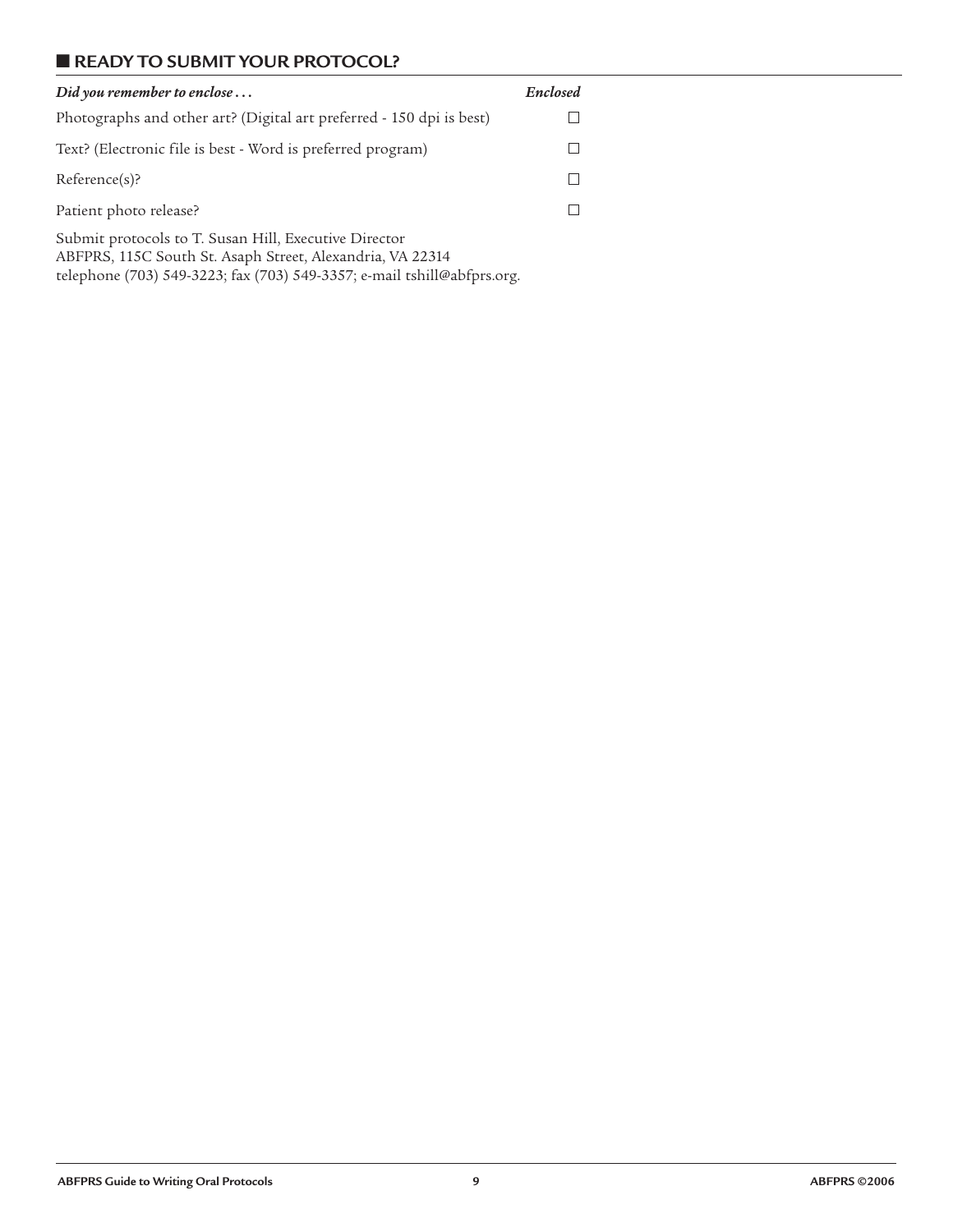## READY TO SUBMIT YOUR PROTOCOL?

| *Did you remember to enclose . . .* | *Enclosed* |
|---|---|
| Photographs and other art? (Digital art preferred - 150 dpi is best) | ☐ |
| Text? (Electronic file is best - Word is preferred program) | ☐ |
| Reference(s)? | ☐ |
| Patient photo release? | ☐ |

Submit protocols to T. Susan Hill, Executive Director
ABFPRS, 115C South St. Asaph Street, Alexandria, VA 22314
telephone (703) 549-3223; fax (703) 549-3357; e-mail tshill@abfprs.org.